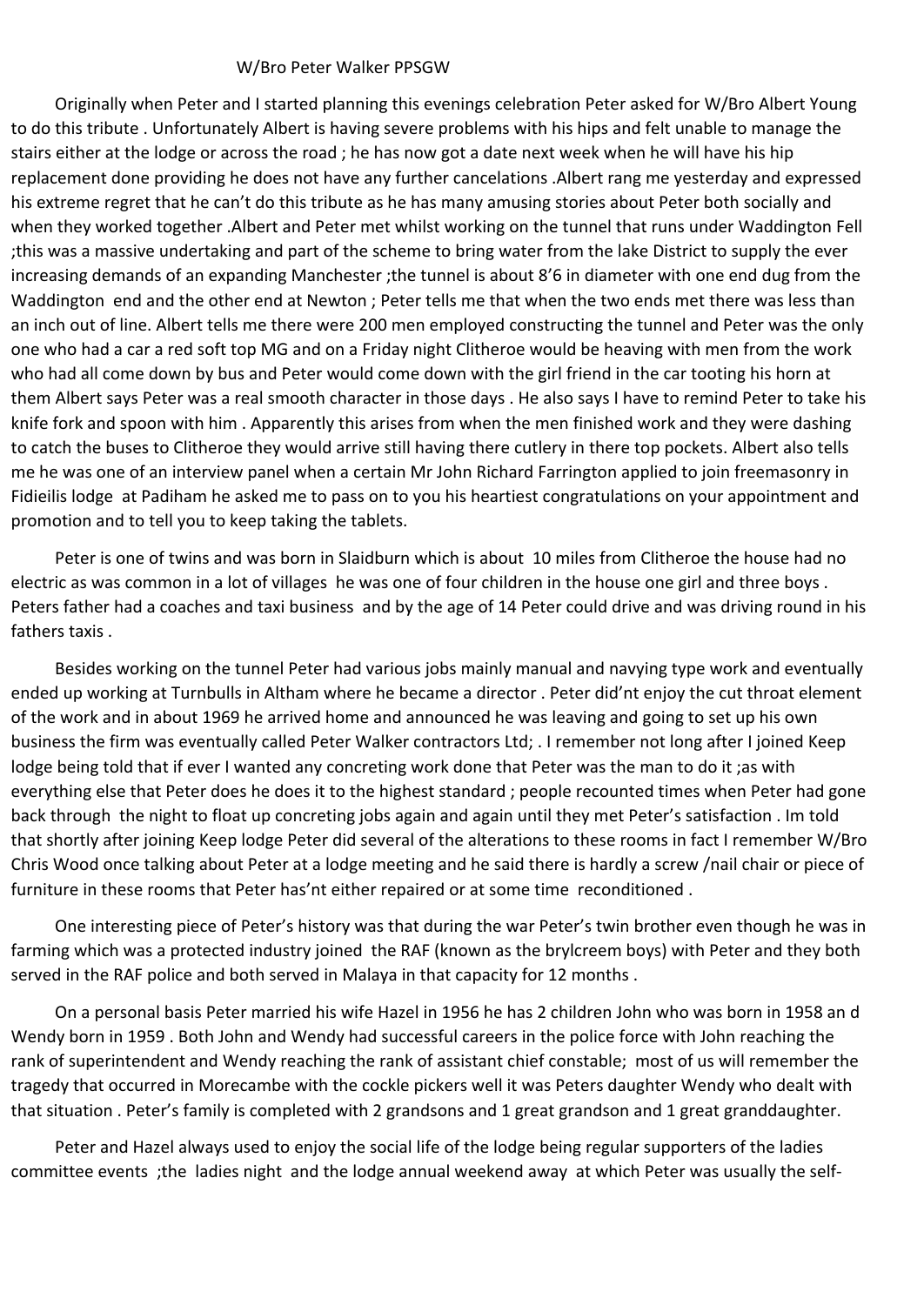W/Bro Peter Walker PPSGW

Originally when Peter and I started planning this evenings celebration Peter asked for W/Bro Albert Young to do this tribute . Unfortunately Albert is having severe problems with his hips and felt unable to manage the stairs either at the lodge or across the road ; he has now got a date next week when he will have his hip replacement done providing he does not have any further cancelations .Albert rang me yesterday and expressed his extreme regret that he can't do this tribute as he has many amusing stories about Peter both socially and when they worked together .Albert and Peter met whilst working on the tunnel that runs under Waddington Fell ;this was a massive undertaking and part of the scheme to bring water from the lake District to supply the ever increasing demands of an expanding Manchester ;the tunnel is about 8'6 in diameter with one end dug from the Waddington end and the other end at Newton ; Peter tells me that when the two ends met there was less than an inch out of line. Albert tells me there were 200 men employed constructing the tunnel and Peter was the only one who had a car a red soft top MG and on a Friday night Clitheroe would be heaving with men from the work who had all come down by bus and Peter would come down with the girl friend in the car tooting his horn at them Albert says Peter was a real smooth character in those days . He also says I have to remind Peter to take his knife fork and spoon with him . Apparently this arises from when the men finished work and they were dashing to catch the buses to Clitheroe they would arrive still having there cutlery in there top pockets. Albert also tells me he was one of an interview panel when a certain Mr John Richard Farrington applied to join freemasonry in Fidieilis lodge at Padiham he asked me to pass on to you his heartiest congratulations on your appointment and promotion and to tell you to keep taking the tablets.

Peter is one of twins and was born in Slaidburn which is about 10 miles from Clitheroe the house had no electric as was common in a lot of villages he was one of four children in the house one girl and three boys . Peters father had a coaches and taxi business and by the age of 14 Peter could drive and was driving round in his fathers taxis .

Besides working on the tunnel Peter had various jobs mainly manual and navying type work and eventually ended up working at Turnbulls in Altham where he became a director . Peter did'nt enjoy the cut throat element of the work and in about 1969 he arrived home and announced he was leaving and going to set up his own business the firm was eventually called Peter Walker contractors Ltd; . I remember not long after I joined Keep lodge being told that if ever I wanted any concreting work done that Peter was the man to do it ;as with everything else that Peter does he does it to the highest standard ; people recounted times when Peter had gone back through the night to float up concreting jobs again and again until they met Peter's satisfaction . Im told that shortly after joining Keep lodge Peter did several of the alterations to these rooms in fact I remember W/Bro Chris Wood once talking about Peter at a lodge meeting and he said there is hardly a screw /nail chair or piece of furniture in these rooms that Peter has'nt either repaired or at some time reconditioned .

One interesting piece of Peter's history was that during the war Peter's twin brother even though he was in farming which was a protected industry joined the RAF (known as the brylcreem boys) with Peter and they both served in the RAF police and both served in Malaya in that capacity for 12 months .

On a personal basis Peter married his wife Hazel in 1956 he has 2 children John who was born in 1958 an d Wendy born in 1959 . Both John and Wendy had successful careers in the police force with John reaching the rank of superintendent and Wendy reaching the rank of assistant chief constable; most of us will remember the tragedy that occurred in Morecambe with the cockle pickers well it was Peters daughter Wendy who dealt with that situation . Peter's family is completed with 2 grandsons and 1 great grandson and 1 great granddaughter.

Peter and Hazel always used to enjoy the social life of the lodge being regular supporters of the ladies committee events ;the ladies night and the lodge annual weekend away at which Peter was usually the self-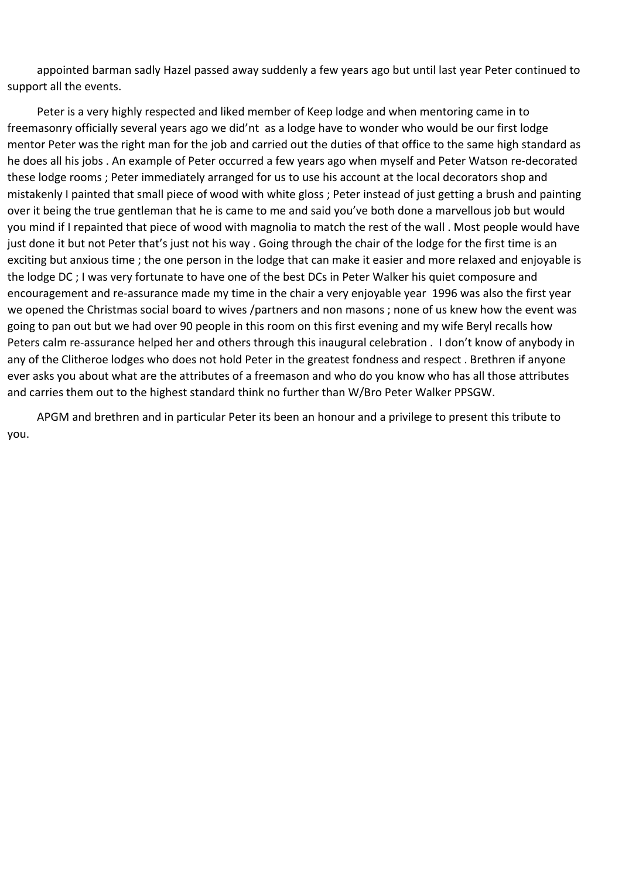appointed barman sadly Hazel passed away suddenly a few years ago but until last year Peter continued to support all the events.

Peter is a very highly respected and liked member of Keep lodge and when mentoring came in to freemasonry officially several years ago we did'nt as a lodge have to wonder who would be our first lodge mentor Peter was the right man for the job and carried out the duties of that office to the same high standard as he does all his jobs . An example of Peter occurred a few years ago when myself and Peter Watson re-decorated these lodge rooms ; Peter immediately arranged for us to use his account at the local decorators shop and mistakenly I painted that small piece of wood with white gloss ; Peter instead of just getting a brush and painting over it being the true gentleman that he is came to me and said you've both done a marvellous job but would you mind if I repainted that piece of wood with magnolia to match the rest of the wall . Most people would have just done it but not Peter that's just not his way . Going through the chair of the lodge for the first time is an exciting but anxious time ; the one person in the lodge that can make it easier and more relaxed and enjoyable is the lodge DC ; I was very fortunate to have one of the best DCs in Peter Walker his quiet composure and encouragement and re-assurance made my time in the chair a very enjoyable year 1996 was also the first year we opened the Christmas social board to wives /partners and non masons ; none of us knew how the event was going to pan out but we had over 90 people in this room on this first evening and my wife Beryl recalls how Peters calm re-assurance helped her and others through this inaugural celebration . I don't know of anybody in any of the Clitheroe lodges who does not hold Peter in the greatest fondness and respect . Brethren if anyone ever asks you about what are the attributes of a freemason and who do you know who has all those attributes and carries them out to the highest standard think no further than W/Bro Peter Walker PPSGW.

APGM and brethren and in particular Peter its been an honour and a privilege to present this tribute to you.